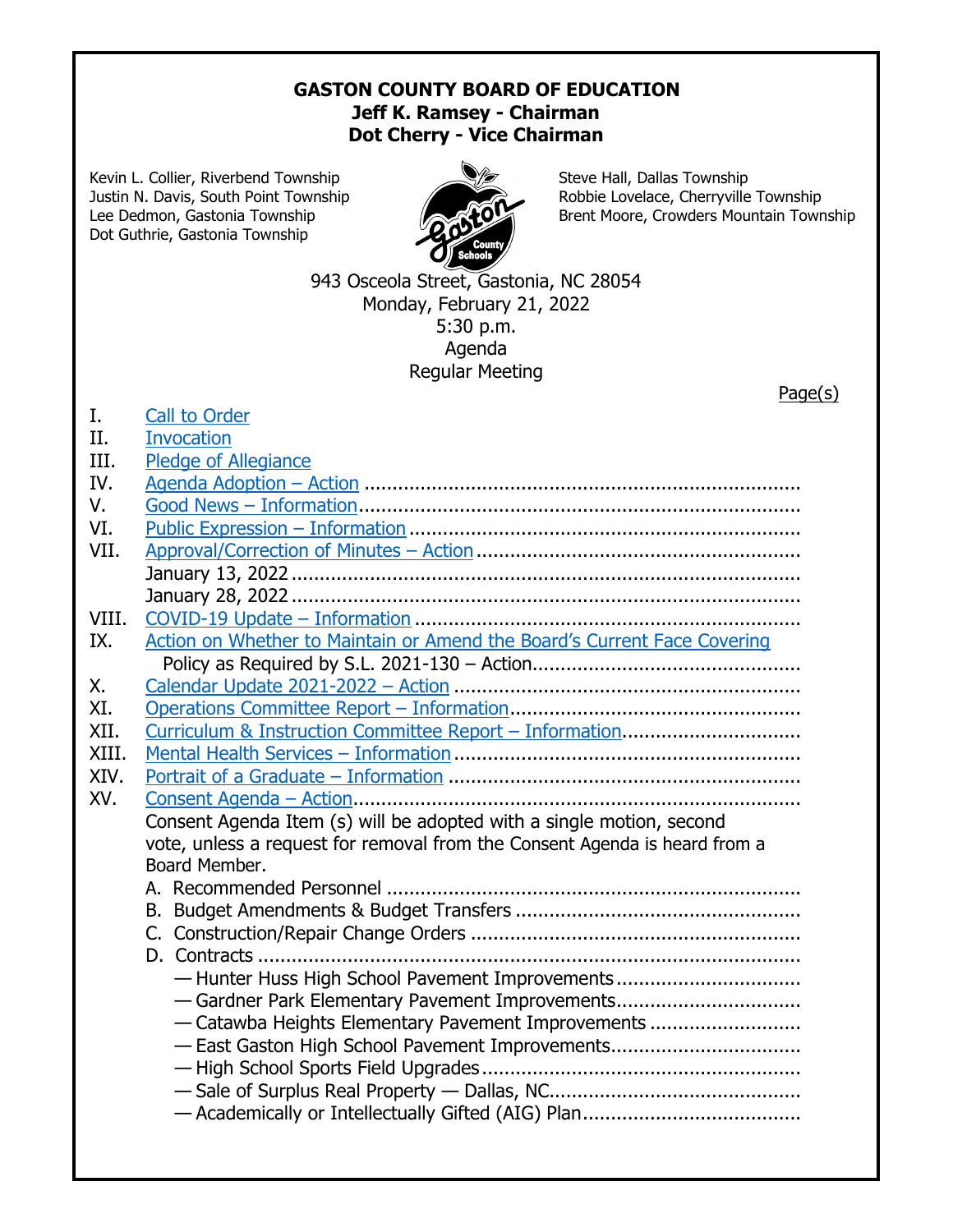**GASTON COUNTY BOARD OF EDUCATION**
**Jeff K. Ramsey - Chairman**
**Dot Cherry - Vice Chairman**

Kevin L. Collier, Riverbend Township
Justin N. Davis, South Point Township
Lee Dedmon, Gastonia Township
Dot Guthrie, Gastonia Township

Steve Hall, Dallas Township
Robbie Lovelace, Cherryville Township
Brent Moore, Crowders Mountain Township

943 Osceola Street, Gastonia, NC 28054
Monday, February 21, 2022
5:30 p.m.
Agenda
Regular Meeting

Page(s)

I. Call to Order
II. Invocation
III. Pledge of Allegiance
IV. Agenda Adoption – Action ............................................................................
V. Good News – Information............................................................................
VI. Public Expression – Information ....................................................................
VII. Approval/Correction of Minutes – Action .........................................................
    January 13, 2022 ........................................................................................
    January 28, 2022 ........................................................................................
VIII. COVID-19 Update – Information ....................................................................
IX. Action on Whether to Maintain or Amend the Board's Current Face Covering Policy as Required by S.L. 2021-130 – Action...............................................
X. Calendar Update 2021-2022 – Action .............................................................
XI. Operations Committee Report – Information...................................................
XII. Curriculum & Instruction Committee Report – Information...............................
XIII. Mental Health Services – Information ............................................................
XIV. Portrait of a Graduate – Information .............................................................
XV. Consent Agenda – Action.............................................................................
    Consent Agenda Item (s) will be adopted with a single motion, second vote, unless a request for removal from the Consent Agenda is heard from a Board Member.
    A. Recommended Personnel ........................................................................
    B. Budget Amendments & Budget Transfers ..................................................
    C. Construction/Repair Change Orders .........................................................
    D. Contracts ................................................................................................
        — Hunter Huss High School Pavement Improvements ................................
        — Gardner Park Elementary Pavement Improvements................................
        — Catawba Heights Elementary Pavement Improvements ..........................
        — East Gaston High School Pavement Improvements................................
        — High School Sports Field Upgrades .........................................................
        — Sale of Surplus Real Property — Dallas, NC.............................................
        — Academically or Intellectually Gifted (AIG) Plan.......................................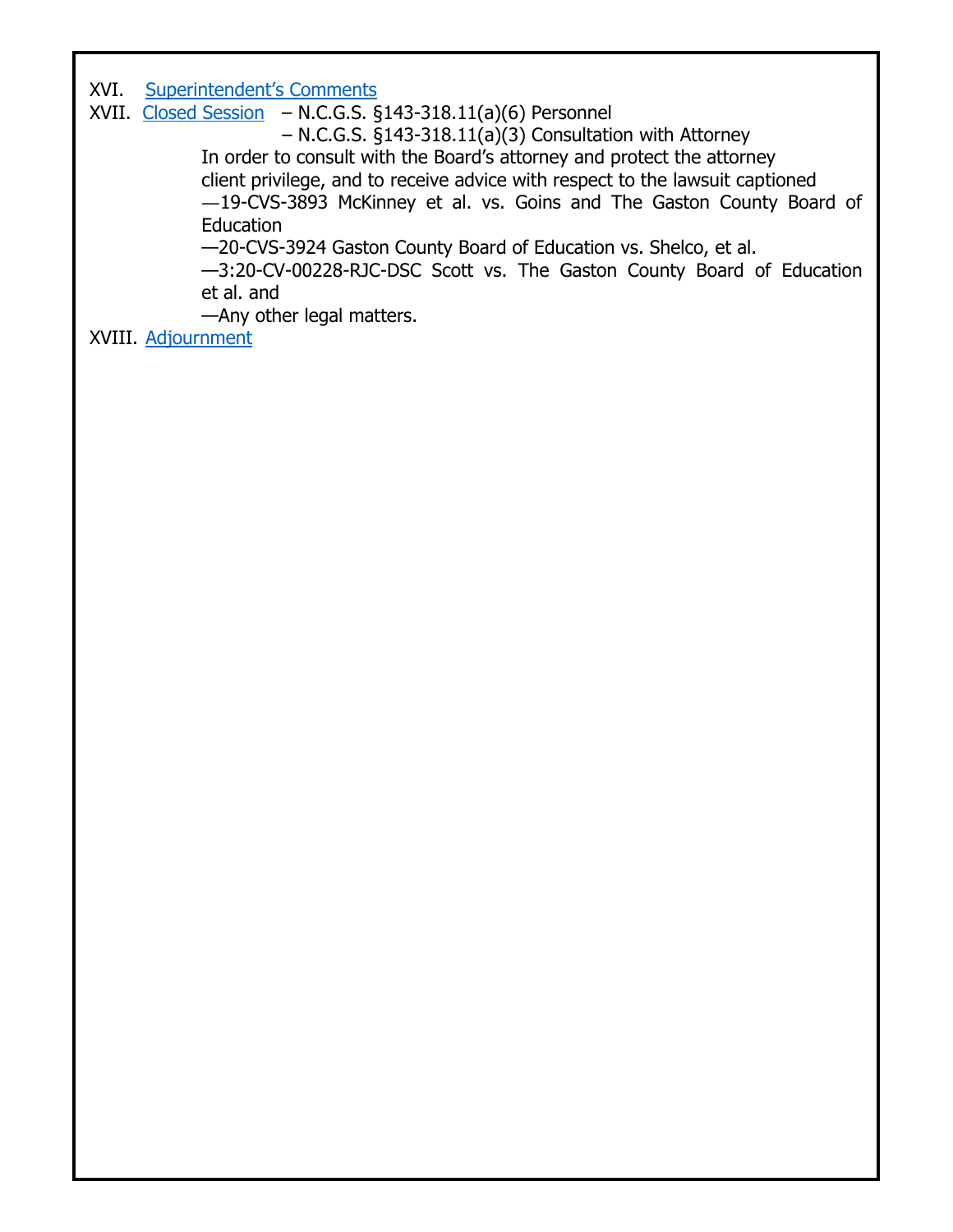XVI. Superintendent's Comments

XVII. Closed Session – N.C.G.S. §143-318.11(a)(6) Personnel
– N.C.G.S. §143-318.11(a)(3) Consultation with Attorney

In order to consult with the Board's attorney and protect the attorney client privilege, and to receive advice with respect to the lawsuit captioned

—19-CVS-3893 McKinney et al. vs. Goins and The Gaston County Board of Education

—20-CVS-3924 Gaston County Board of Education vs. Shelco, et al.

—3:20-CV-00228-RJC-DSC Scott vs. The Gaston County Board of Education et al. and

—Any other legal matters.

XVIII. Adjournment